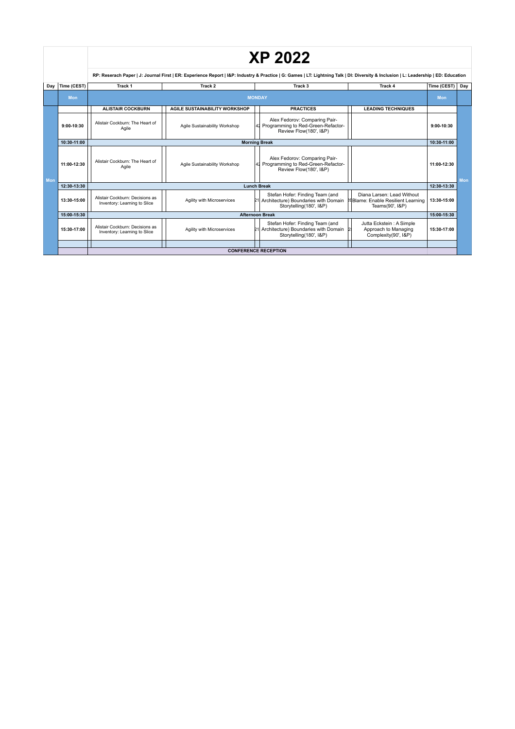# XP 2022

RP: Reserach Paper | J: Journal First | ER: Experience Report | I&P: Industry & Practice | G: Games | LT: Lightning Talk | DI: Diversity & Inclusion | L: Leadership | ED: Education

| Day | Time (CEST) | Track 1 | Track 2 | Track 3 | Track 4 | Time (CEST) | Day |
|---|---|---|---|---|---|---|---|
| | Mon | MONDAY | | | | Mon | |
| Mon | | ALISTAIR COCKBURN | AGILE SUSTAINABILITY WORKSHOP | PRACTICES | LEADING TECHNIQUES | | Mon |
| | 9:00-10:30 | Alistair Cockburn: The Heart of Agile | Agile Sustainability Workshop | 42 Alex Fedorov: Comparing Pair-Programming to Red-Green-Refactor-Review Flow(180', I&P) | | 9:00-10:30 | |
| | 10:30-11:00 | Morning Break | | | | 10:30-11:00 | |
| | 11:00-12:30 | Alistair Cockburn: The Heart of Agile | Agile Sustainability Workshop | 42 Alex Fedorov: Comparing Pair-Programming to Red-Green-Refactor-Review Flow(180', I&P) | | 11:00-12:30 | |
| | 12:30-13:30 | Lunch Break | | | | 12:30-13:30 | |
| | 13:30-15:00 | Alistair Cockburn: Decisions as Inventory: Learning to Slice | Agility with Microservices | 21 Stefan Hofer: Finding Team (and Architecture) Boundaries with Domain Storytelling(180', I&P) | 26 Diana Larsen: Lead Without Blame: Enable Resilient Learning Teams(90', I&P) | 13:30-15:00 | |
| | 15:00-15:30 | Afternoon Break | | | | 15:00-15:30 | |
| | 15:30-17:00 | Alistair Cockburn: Decisions as Inventory: Learning to Slice | Agility with Microservices | 21 Stefan Hofer: Finding Team (and Architecture) Boundaries with Domain Storytelling(180', I&P) | 2 Jutta Eckstein : A Simple Approach to Managing Complexity(90', I&P) | 15:30-17:00 | |
| | | | | | | | |
| | | CONFERENCE RECEPTION | | | | | |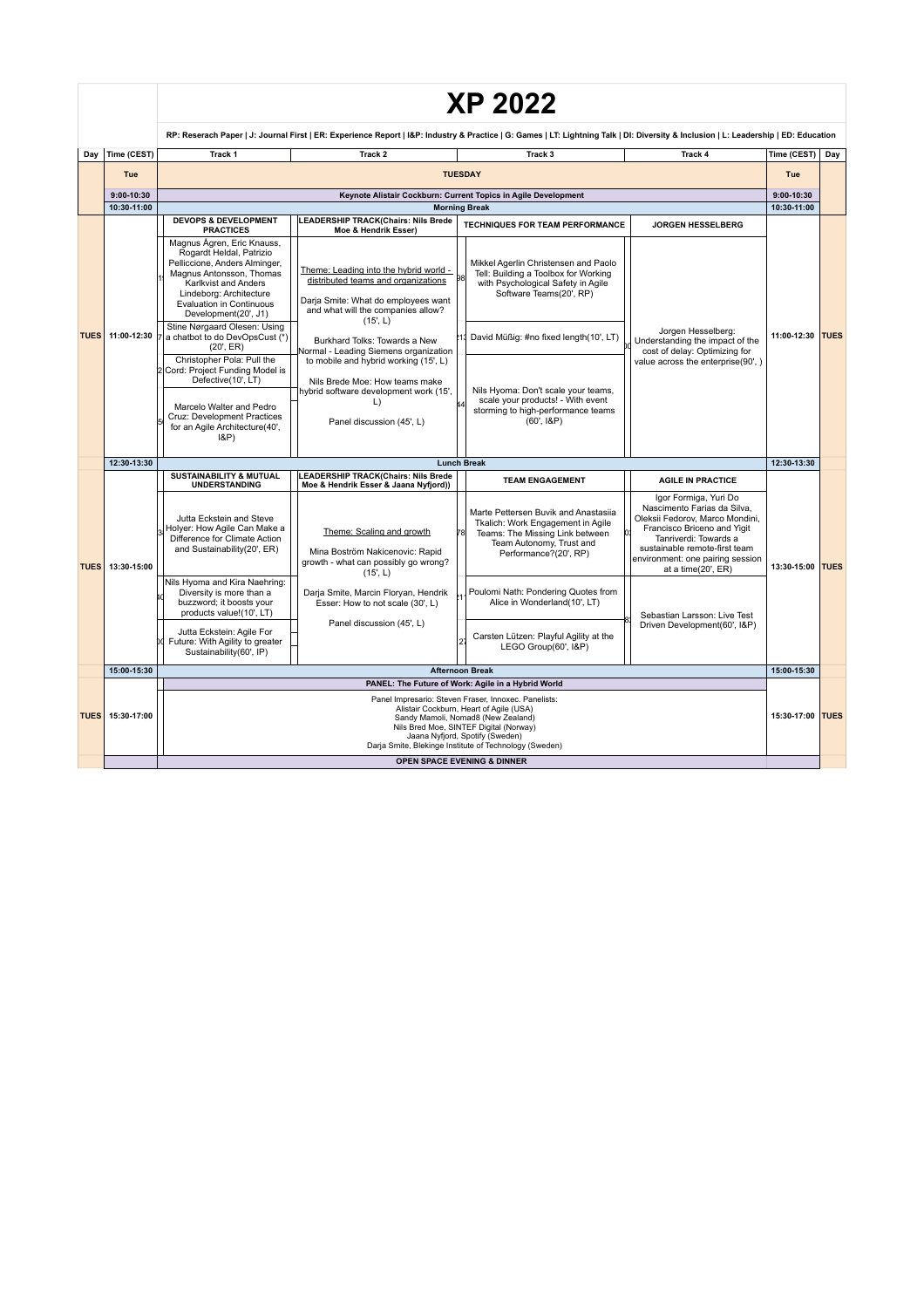# XP 2022

RP: Reserach Paper | J: Journal First | ER: Experience Report | I&P: Industry & Practice | G: Games | LT: Lightning Talk | DI: Diversity & Inclusion | L: Leadership | ED: Education

| Day | Time (CEST) | Track 1 | Track 2 | Track 3 | Track 4 | Time (CEST) | Day |
|---|---|---|---|---|---|---|---|
| | Tue | TUESDAY | | | | Tue | |
| | 9:00-10:30 | Keynote Alistair Cockburn: Current Topics in Agile Development | | | | 9:00-10:30 | |
| | 10:30-11:00 | Morning Break | | | | 10:30-11:00 | |
| | | **DEVOPS & DEVELOPMENT PRACTICES** | **LEADERSHIP TRACK(Chairs: Nils Brede Moe & Hendrik Esser)** | **TECHNIQUES FOR TEAM PERFORMANCE** | **JORGEN HESSELBERG** | | |
| TUES | 11:00-12:30 | Magnus Ågren, Eric Knauss, Rogardt Heldal, Patrizio Pelliccione, Anders Alminger, Magnus Antonsson, Thomas Karlkvist and Anders Lindeborg: Architecture Evaluation in Continuous Development(20', J1)<br>Stine Nørgaard Olesen: Using a chatbot to do DevOpsCust (*) (20', ER)<br>Christopher Pola: Pull the Cord: Project Funding Model is Defective(10', LT)<br>Marcelo Walter and Pedro Cruz: Development Practices for an Agile Architecture(40', I&P) | Theme: Leading into the hybrid world - distributed teams and organizations<br>Darja Smite: What do employees want and what will the companies allow? (15', L)<br>Burkhard Tolks: Towards a New Normal - Leading Siemens organization to mobile and hybrid working (15', L)<br>Nils Brede Moe: How teams make hybrid software development work (15', L)<br>Panel discussion (45', L) | Mikkel Agerlin Christensen and Paolo Tell: Building a Toolbox for Working with Psychological Safety in Agile Software Teams(20', RP)<br>David Müßig: #no fixed length(10', LT)<br>Nils Hyoma: Don't scale your teams, scale your products! - With event storming to high-performance teams (60', I&P) | Jorgen Hesselberg: Understanding the impact of the cost of delay: Optimizing for value across the enterprise(90', ) | 11:00-12:30 | TUES |
| | 12:30-13:30 | Lunch Break | | | | 12:30-13:30 | |
| | | **SUSTAINABILITY & MUTUAL UNDERSTANDING** | **LEADERSHIP TRACK(Chairs: Nils Brede Moe & Hendrik Esser & Jaana Nyfjord))** | **TEAM ENGAGEMENT** | **AGILE IN PRACTICE** | | |
| TUES | 13:30-15:00 | Jutta Eckstein and Steve Holyer: How Agile Can Make a Difference for Climate Action and Sustainability(20', ER)<br>Nils Hyoma and Kira Naehring: Diversity is more than a buzzword; it boosts your products value!(10', LT)<br>Jutta Eckstein: Agile For Future: With Agility to greater Sustainability(60', IP) | Theme: Scaling and growth<br>Mina Boström Nakicenovic: Rapid growth - what can possibly go wrong? (15', L)<br>Darja Smite, Marcin Floryan, Hendrik Esser: How to not scale (30', L)<br>Panel discussion (45', L) | Marte Pettersen Buvik and Anastasiia Tkalich: Work Engagement in Agile Teams: The Missing Link between Team Autonomy, Trust and Performance?(20', RP)<br>Poulomi Nath: Pondering Quotes from Alice in Wonderland(10', LT)<br>Carsten Lützen: Playful Agility at the LEGO Group(60', I&P) | Igor Formiga, Yuri Do Nascimento Farias da Silva, Oleksii Fedorov, Marco Mondini, Francisco Briceno and Yigit Tanriverdi: Towards a sustainable remote-first team environment: one pairing session at a time(20', ER)<br>Sebastian Larsson: Live Test Driven Development(60', I&P) | 13:30-15:00 | TUES |
| | 15:00-15:30 | Afternoon Break | | | | 15:00-15:30 | |
| TUES | 15:30-17:00 | **PANEL: The Future of Work: Agile in a Hybrid World**<br>Panel Impresario: Steven Fraser, Innoxec. Panelists:<br>Alistair Cockburn, Heart of Agile (USA)<br>Sandy Mamoli, Nomad8 (New Zealand)<br>Nils Bred Moe, SINTEF Digital (Norway)<br>Jaana Nyfjord, Spotify (Sweden)<br>Darja Smite, Blekinge Institute of Technology (Sweden) | | | | 15:30-17:00 | TUES |
| | | **OPEN SPACE EVENING & DINNER** | | | | | |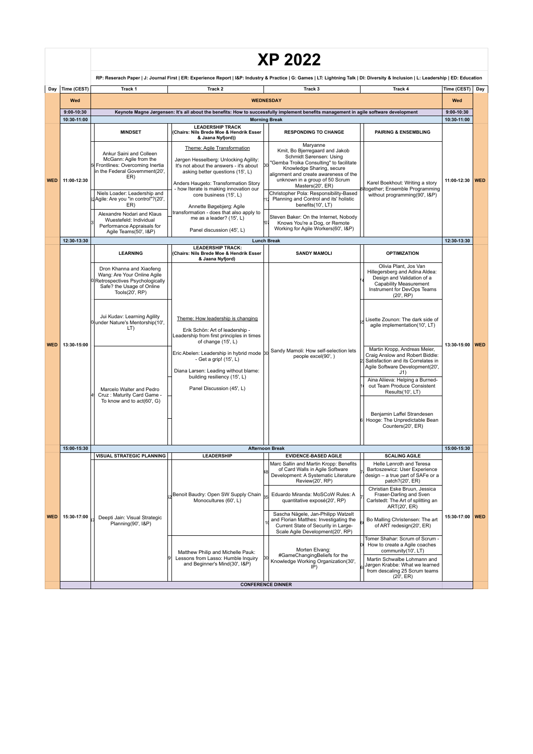# XP 2022

RP: Reserach Paper | J: Journal First | ER: Experience Report | I&P: Industry & Practice | G: Games | LT: Lightning Talk | DI: Diversity & Inclusion | L: Leadership | ED: Education

| Day | Time (CEST) | Track 1 | Track 2 | Track 3 | Track 4 | Time (CEST) | Day |
|---|---|---|---|---|---|---|---|
| | Wed | WEDNESDAY | | | | Wed | |
| | 9:00-10:30 | Keynote Magne Jørgensen: It's all about the benefits: How to successfully implement benefits management in agile software development | | | | 9:00-10:30 | |
| | 10:30-11:00 | Morning Break | | | | 10:30-11:00 | |
| WED | 11:00-12:30 | **MINDSET**<br>Ankur Saini and Colleen McGann: Agile from the Frontlines: Overcoming Inertia in the Federal Government(20', ER)<br>Niels Loader: Leadership and Agile: Are you "in control"?(20', ER)<br>Alexandre Nodari and Klaus Wuestefeld: Individual Performance Appraisals for Agile Teams(50', I&P) | **LEADERSHIP TRACK (Chairs: Nils Brede Moe & Hendrik Esser & Jaana Nyfjord))**<br>Theme: Agile Transformation<br>Jørgen Hesselberg: Unlocking Agility: It's not about the answers - it's about asking better questions (15', L)<br>Anders Haugeto: Transformation Story - how Iterate is making innovation our core business (15', L)<br>Annette Bøgebjerg: Agile transformation - does that also apply to me as a leader? (15', L)<br>Panel discussion (45', L) | **RESPONDING TO CHANGE**<br>Maryanne Kmit, Bo Bjerregaard and Jakob Schmidt Sørensen: Using "Gemba Troika Consulting" to facilitate Knowledge Sharing, secure alignment and create awareness of the unknown in a group of 50 Scrum Masters(20', ER)<br>Christopher Pola: Responsibility-Based Planning and Control and its' holistic benefits(10', LT)<br>Steven Baker: On the Internet, Nobody Knows You're a Dog, or Remote Working for Agile Workers(60', I&P) | **PAIRING & ENSEMBLING**<br>Karel Boekhout: Writing a story together; Ensemble Programming without programming(90', I&P) | 11:00-12:30 | WED |
| | 12:30-13:30 | Lunch Break | | | | 12:30-13:30 | |
| WED | 13:30-15:00 | **LEARNING**<br>Dron Khanna and Xiaofeng Wang: Are Your Online Agile Retrospectives Psychologically Safe? the Usage of Online Tools(20', RP)<br>Jui Kudav: Learning Agility under Nature's Mentorship(10', LT)<br>Marcelo Walter and Pedro Cruz : Maturity Card Game - To know and to act(60', G) | **LEADERSHIP TRACK: (Chairs: Nils Brede Moe & Hendrik Esser & Jaana Nyfjord)**<br>Theme: How leadership is changing<br>Erik Schön: Art of leadership - Leadership from first principles in times of change (15', L)<br>Eric Abelen: Leadership in hybrid mode - Get a grip! (15', L)<br>Diana Larsen: Leading without blame: building resiliency (15', L)<br>Panel Discussion (45', L) | **SANDY MAMOLI**<br>Sandy Mamoli: How self-selection lets people excel(90', ) | **OPTIMIZATION**<br>Olivia Plant, Jos Van Hillegersberg and Adina Aldea: Design and Validation of a Capability Measurement Instrument for DevOps Teams (20', RP)<br>Lisette Zounon: The dark side of agile implementation(10', LT)<br>Martin Kropp, Andreas Meier, Craig Anslow and Robert Biddle: Satisfaction and its Correlates in Agile Software Development(20', J1)<br>Aina Aliieva: Helping a Burned-out Team Produce Consistent Results(10', LT)<br>Benjamin Laffel Strandesen Hooge: The Unpredictable Bean Counters(20', ER) | 13:30-15:00 | WED |
| | 15:00-15:30 | Afternoon Break | | | | 15:00-15:30 | |
| WED | 15:30-17:00 | **VISUAL STRATEGIC PLANNING**<br>Deepti Jain: Visual Strategic Planning(90', I&P) | **LEADERSHIP**<br>Benoit Baudry: Open SW Supply Chain Monocultures (60', L)<br>Matthew Philip and Michelle Pauk: Lessons from Lasso: Humble Inquiry and Beginner's Mind(30', I&P) | **EVIDENCE-BASED AGILE**<br>Marc Sallin and Martin Kropp: Benefits of Card Walls in Agile Software Development: A Systematic Literature Review(20', RP)<br>Eduardo Miranda: MoSCoW Rules: A quantitative exposé(20', RP)<br>Sascha Nägele, Jan-Philipp Watzelt and Florian Matthes: Investigating the Current State of Security in Large-Scale Agile Development(20', RP)<br>Morten Elvang: #GameChangingBeliefs for the Knowledge Working Organization(30', IP) | **SCALING AGILE**<br>Helle Lønroth and Teresa Bartoszewicz: User Experience design – a true part of SAFe or a patch?(20', ER)<br>Christian Eske Bruun, Jessica Fraser-Darling and Sven Carlstedt: The Art of splitting an ART(20', ER)<br>Bo Malling Christensen: The art of ART redesign(20', ER)<br>Tomer Shahar: Scrum of Scrum - How to create a Agile coaches community(10', LT)<br>Martin Schwalbe Lohmann and Jørgen Krabbe: What we learned from descaling 25 Scrum teams (20', ER) | 15:30-17:00 | WED |
| | | CONFERENCE DINNER | | | | | |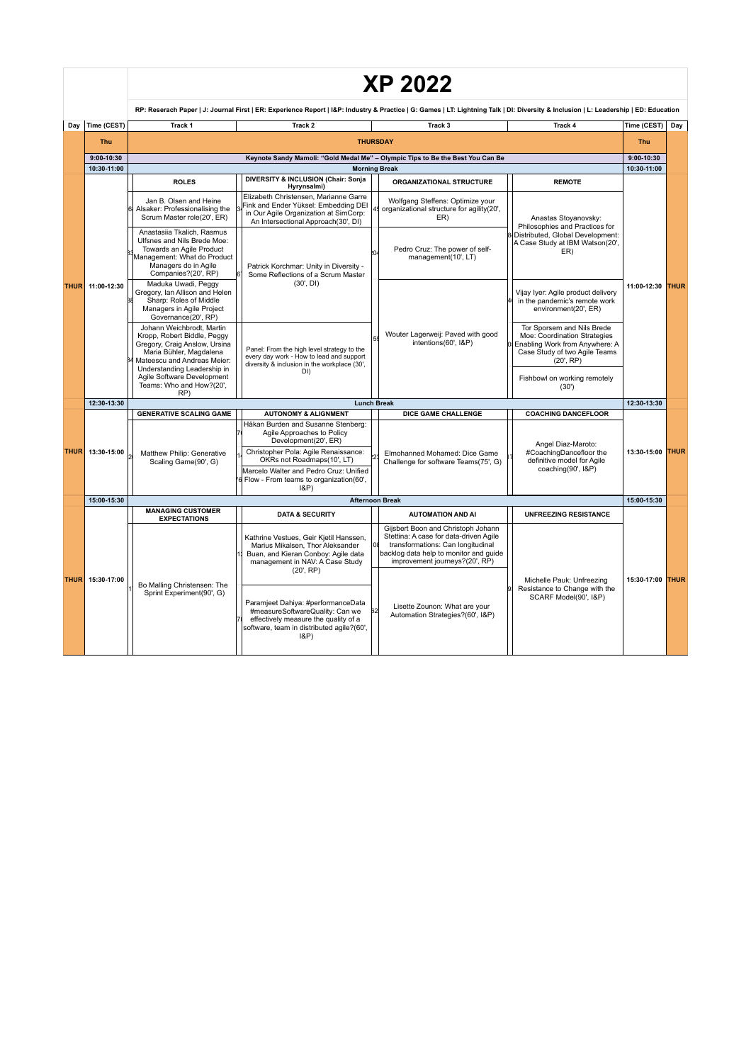# XP 2022

RP: Reserach Paper | J: Journal First | ER: Experience Report | I&P: Industry & Practice | G: Games | LT: Lightning Talk | DI: Diversity & Inclusion | L: Leadership | ED: Education

| Day | Time (CEST) | Track 1 | Track 2 | Track 3 | Track 4 | Time (CEST) | Day |
|---|---|---|---|---|---|---|---|
| Thu | | THURSDAY | | | | Thu | |
| | 9:00-10:30 | Keynote Sandy Mamoli: "Gold Medal Me" – Olympic Tips to Be the Best You Can Be | | | | 9:00-10:30 | |
| | 10:30-11:00 | Morning Break | | | | 10:30-11:00 | |
| THUR | 11:00-12:30 | **ROLES** | **DIVERSITY & INCLUSION (Chair: Sonja Hyrynsalmi)** | **ORGANIZATIONAL STRUCTURE** | **REMOTE** | 11:00-12:30 | THUR |
| | | Jan B. Olsen and Heine Alsaker: Professionalising the Scrum Master role(20', ER) | Elizabeth Christensen, Marianne Garre Fink and Ender Yüksel: Embedding DEI in Our Agile Organization at SimCorp: An Intersectional Approach(30', DI) | Wolfgang Steffens: Optimize your organizational structure for agility(20', ER) | Anastas Stoyanovsky: Philosophies and Practices for Distributed, Global Development: A Case Study at IBM Watson(20', ER) | | |
| | | Anastasiia Tkalich, Rasmus Ulfsnes and Nils Brede Moe: Towards an Agile Product Management: What do Product Managers do in Agile Companies?(20', RP) | Patrick Korchmar: Unity in Diversity - Some Reflections of a Scrum Master (30', DI) | Pedro Cruz: The power of self-management(10', LT) | | | |
| | | Maduka Uwadi, Peggy Gregory, Ian Allison and Helen Sharp: Roles of Middle Managers in Agile Project Governance(20', RP) | | | Vijay Iyer: Agile product delivery in the pandemic's remote work environment(20', ER) | | |
| | | Johann Weichbrodt, Martin Kropp, Robert Biddle, Peggy Gregory, Craig Anslow, Ursina Maria Bühler, Magdalena Mateescu and Andreas Meier: Understanding Leadership in Agile Software Development Teams: Who and How?(20', RP) | Panel: From the high level strategy to the every day work - How to lead and support diversity & inclusion in the workplace (30', DI) | Wouter Lagerweij: Paved with good intentions(60', I&P) | Tor Sporsem and Nils Brede Moe: Coordination Strategies Enabling Work from Anywhere: A Case Study of two Agile Teams (20', RP) | | |
| | | | | | Fishbowl on working remotely (30') | | |
| | 12:30-13:30 | Lunch Break | | | | 12:30-13:30 | |
| THUR | 13:30-15:00 | **GENERATIVE SCALING GAME** | **AUTONOMY & ALIGNMENT** | **DICE GAME CHALLENGE** | **COACHING DANCEFLOOR** | 13:30-15:00 | THUR |
| | | Matthew Philip: Generative Scaling Game(90', G) | Håkan Burden and Susanne Stenberg: Agile Approaches to Policy Development(20', ER) | Elmohanned Mohamed: Dice Game Challenge for software Teams(75', G) | Angel Diaz-Maroto: #CoachingDancefloor the definitive model for Agile coaching(90', I&P) | | |
| | | | Christopher Pola: Agile Renaissance: OKRs not Roadmaps(10', LT) | | | | |
| | | | Marcelo Walter and Pedro Cruz: Unified Flow - From teams to organization(60', I&P) | | | | |
| | 15:00-15:30 | Afternoon Break | | | | 15:00-15:30 | |
| THUR | 15:30-17:00 | **MANAGING CUSTOMER EXPECTATIONS** | **DATA & SECURITY** | **AUTOMATION AND AI** | **UNFREEZING RESISTANCE** | 15:30-17:00 | THUR |
| | | Bo Malling Christensen: The Sprint Experiment(90', G) | Kathrine Vestues, Geir Kjetil Hanssen, Marius Mikalsen, Thor Aleksander Buan, and Kieran Conboy: Agile data management in NAV: A Case Study (20', RP) | Gijsbert Boon and Christoph Johann Stettina: A case for data-driven Agile transformations: Can longitudinal backlog data help to monitor and guide improvement journeys?(20', RP) | Michelle Pauk: Unfreezing Resistance to Change with the SCARF Model(90', I&P) | | |
| | | | Paramjeet Dahiya: #performanceData #measureSoftwareQuality: Can we effectively measure the quality of a software, team in distributed agile?(60', I&P) | Lisette Zounon: What are your Automation Strategies?(60', I&P) | | | |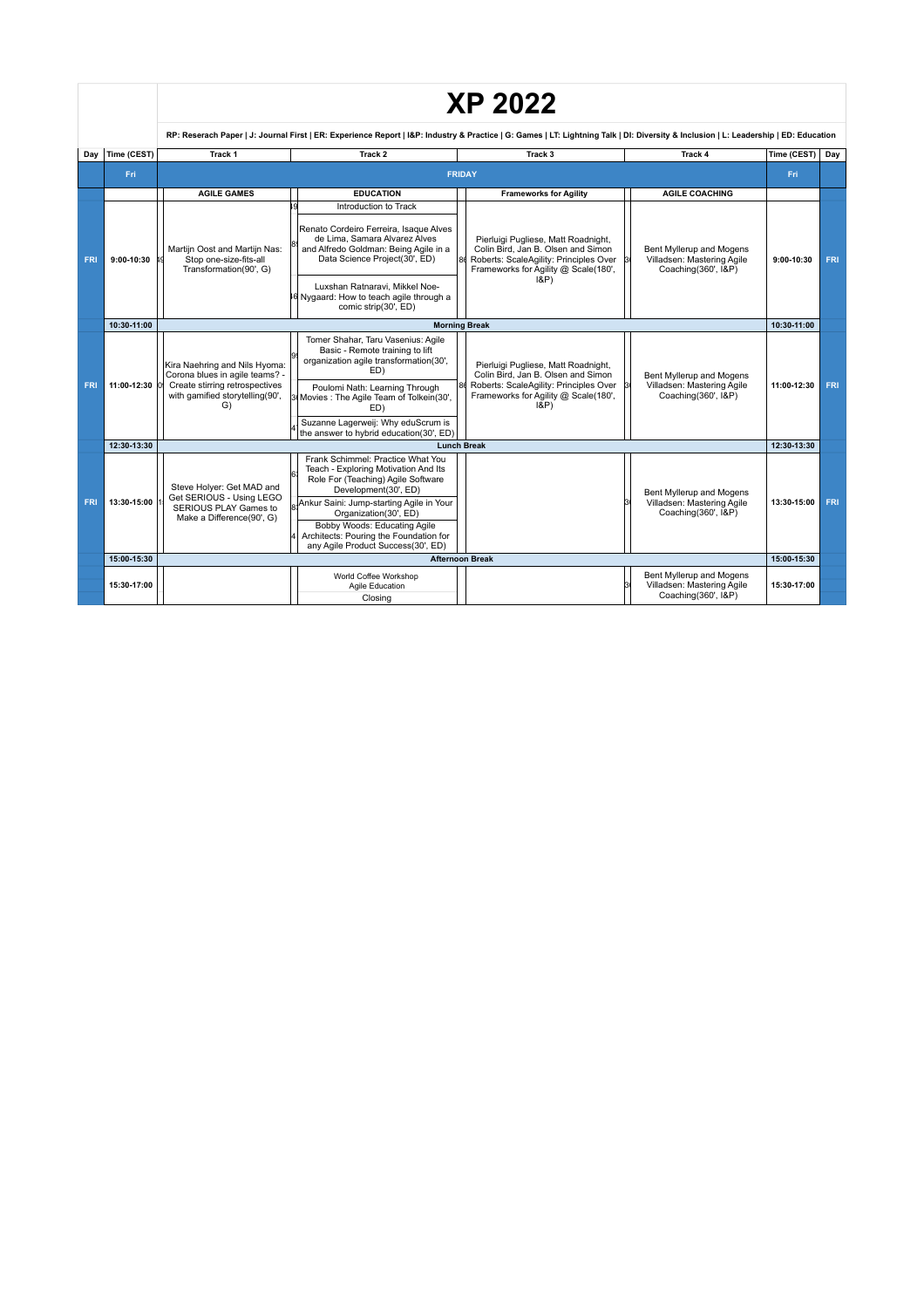# XP 2022

RP: Reserach Paper | J: Journal First | ER: Experience Report | I&P: Industry & Practice | G: Games | LT: Lightning Talk | DI: Diversity & Inclusion | L: Leadership | ED: Education

| Day | Time (CEST) | Track 1 | Track 2 | Track 3 | Track 4 | Time (CEST) | Day |
|---|---|---|---|---|---|---|---|
| | Fri | | FRIDAY | | | Fri | |
| | | AGILE GAMES | EDUCATION | Frameworks for Agility | AGILE COACHING | | |
| FRI | 9:00-10:30 | Martijn Oost and Martijn Nas: Stop one-size-fits-all Transformation(90', G) | Introduction to Track<br>Renato Cordeiro Ferreira, Isaque Alves de Lima, Samara Alvarez Alves and Alfredo Goldman: Being Agile in a Data Science Project(30', ED)<br>Luxshan Ratnaravi, Mikkel Noe-Nygaard: How to teach agile through a comic strip(30', ED) | Pierluigi Pugliese, Matt Roadnight, Colin Bird, Jan B. Olsen and Simon Roberts: ScaleAgility: Principles Over Frameworks for Agility @ Scale(180', I&P) | Bent Myllerup and Mogens Villadsen: Mastering Agile Coaching(360', I&P) | 9:00-10:30 | FRI |
| | 10:30-11:00 | | Morning Break | | | 10:30-11:00 | |
| FRI | 11:00-12:30 | Kira Naehring and Nils Hyoma: Corona blues in agile teams? - Create stirring retrospectives with gamified storytelling(90', G) | Tomer Shahar, Taru Vasenius: Agile Basic - Remote training to lift organization agile transformation(30', ED)<br>Poulomi Nath: Learning Through Movies : The Agile Team of Tolkein(30', ED)<br>Suzanne Lagerweij: Why eduScrum is the answer to hybrid education(30', ED) | Pierluigi Pugliese, Matt Roadnight, Colin Bird, Jan B. Olsen and Simon Roberts: ScaleAgility: Principles Over Frameworks for Agility @ Scale(180', I&P) | Bent Myllerup and Mogens Villadsen: Mastering Agile Coaching(360', I&P) | 11:00-12:30 | FRI |
| | 12:30-13:30 | | Lunch Break | | | 12:30-13:30 | |
| FRI | 13:30-15:00 | Steve Holyer: Get MAD and Get SERIOUS - Using LEGO SERIOUS PLAY Games to Make a Difference(90', G) | Frank Schimmel: Practice What You Teach - Exploring Motivation And Its Role For (Teaching) Agile Software Development(30', ED)<br>Ankur Saini: Jump-starting Agile in Your Organization(30', ED)<br>Bobby Woods: Educating Agile Architects: Pouring the Foundation for any Agile Product Success(30', ED) | | Bent Myllerup and Mogens Villadsen: Mastering Agile Coaching(360', I&P) | 13:30-15:00 | FRI |
| | 15:00-15:30 | | Afternoon Break | | | 15:00-15:30 | |
| | 15:30-17:00 | | World Coffee Workshop Agile Education<br>Closing | | Bent Myllerup and Mogens Villadsen: Mastering Agile Coaching(360', I&P) | 15:30-17:00 | |